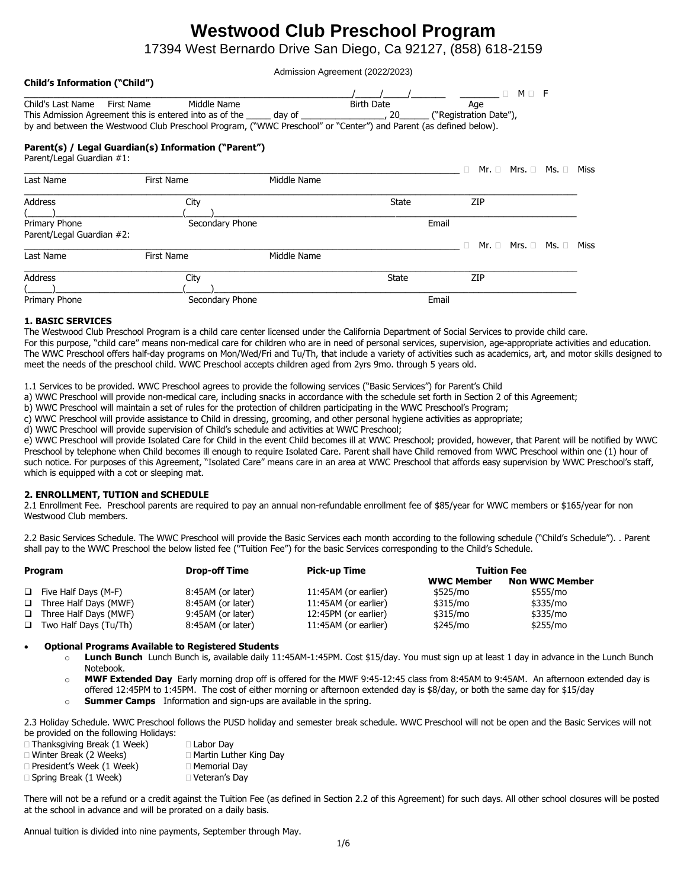# Westwood Club Preschool Program

17394 West Bernardo Drive San Diego, Ca 92127, (858) 618-2159

Admission Agreement (2022/2023)

**Child's Information ("Child")**

_______________________________________________ ____/____/________ ________ ☐ M ☐ F

Child's Last Name First Name Middle Name Birth Date Age

This Admission Agreement this is entered into as of the _____ day of _________________, 20______ ("Registration Date"), by and between the Westwood Club Preschool Program, ("WWC Preschool" or "Center") and Parent (as defined below).

**Parent(s) / Legal Guardian(s) Information ("Parent")**

Parent/Legal Guardian #1:

_______________________________________________ ☐ Mr. ☐ Mrs. ☐ Ms. ☐ Miss

Last Name First Name Middle Name

_______________________________________________

Address City State ZIP

(_____)____________________(_____)____________________

Primary Phone Secondary Phone Email

Parent/Legal Guardian #2:

_______________________________________________ ☐ Mr. ☐ Mrs. ☐ Ms. ☐ Miss

Last Name First Name Middle Name

_______________________________________________

Address City State ZIP

(_____)____________________(_____)____________________

Primary Phone Secondary Phone Email

**1. BASIC SERVICES**

The Westwood Club Preschool Program is a child care center licensed under the California Department of Social Services to provide child care. For this purpose, "child care" means non-medical care for children who are in need of personal services, supervision, age-appropriate activities and education. The WWC Preschool offers half-day programs on Mon/Wed/Fri and Tu/Th, that include a variety of activities such as academics, art, and motor skills designed to meet the needs of the preschool child. WWC Preschool accepts children aged from 2yrs 9mo. through 5 years old.

1.1 Services to be provided. WWC Preschool agrees to provide the following services ("Basic Services") for Parent's Child

a) WWC Preschool will provide non-medical care, including snacks in accordance with the schedule set forth in Section 2 of this Agreement;

b) WWC Preschool will maintain a set of rules for the protection of children participating in the WWC Preschool's Program;

c) WWC Preschool will provide assistance to Child in dressing, grooming, and other personal hygiene activities as appropriate;

d) WWC Preschool will provide supervision of Child's schedule and activities at WWC Preschool;

e) WWC Preschool will provide Isolated Care for Child in the event Child becomes ill at WWC Preschool; provided, however, that Parent will be notified by WWC Preschool by telephone when Child becomes ill enough to require Isolated Care. Parent shall have Child removed from WWC Preschool within one (1) hour of such notice. For purposes of this Agreement, "Isolated Care" means care in an area at WWC Preschool that affords easy supervision by WWC Preschool's staff, which is equipped with a cot or sleeping mat.

**2. ENROLLMENT, TUTION and SCHEDULE**

2.1 Enrollment Fee. Preschool parents are required to pay an annual non-refundable enrollment fee of $85/year for WWC members or $165/year for non Westwood Club members.

2.2 Basic Services Schedule. The WWC Preschool will provide the Basic Services each month according to the following schedule ("Child's Schedule"). . Parent shall pay to the WWC Preschool the below listed fee ("Tuition Fee") for the basic Services corresponding to the Child's Schedule.

| Program | Drop-off Time | Pick-up Time | Tuition Fee | |
|---|---|---|---|---|
| | | | **WWC Member** | **Non WWC Member** |
| ☐ Five Half Days (M-F) | 8:45AM (or later) | 11:45AM (or earlier) | $525/mo | $555/mo |
| ☐ Three Half Days (MWF) | 8:45AM (or later) | 11:45AM (or earlier) | $315/mo | $335/mo |
| ☐ Three Half Days (MWF) | 9:45AM (or later) | 12:45PM (or earlier) | $315/mo | $335/mo |
| ☐ Two Half Days (Tu/Th) | 8:45AM (or later) | 11:45AM (or earlier) | $245/mo | $255/mo |

- **Optional Programs Available to Registered Students**
  - **Lunch Bunch** Lunch Bunch is, available daily 11:45AM-1:45PM. Cost $15/day. You must sign up at least 1 day in advance in the Lunch Bunch Notebook.
  - **MWF Extended Day** Early morning drop off is offered for the MWF 9:45-12:45 class from 8:45AM to 9:45AM. An afternoon extended day is offered 12:45PM to 1:45PM. The cost of either morning or afternoon extended day is $8/day, or both the same day for $15/day
  - **Summer Camps** Information and sign-ups are available in the spring.

2.3 Holiday Schedule. WWC Preschool follows the PUSD holiday and semester break schedule. WWC Preschool will not be open and the Basic Services will not be provided on the following Holidays:

| | |
|---|---|
| ☐ Thanksgiving Break (1 Week) | ☐ Labor Day |
| ☐ Winter Break (2 Weeks) | ☐ Martin Luther King Day |
| ☐ President's Week (1 Week) | ☐ Memorial Day |
| ☐ Spring Break (1 Week) | ☐ Veteran's Day |

There will not be a refund or a credit against the Tuition Fee (as defined in Section 2.2 of this Agreement) for such days. All other school closures will be posted at the school in advance and will be prorated on a daily basis.

Annual tuition is divided into nine payments, September through May.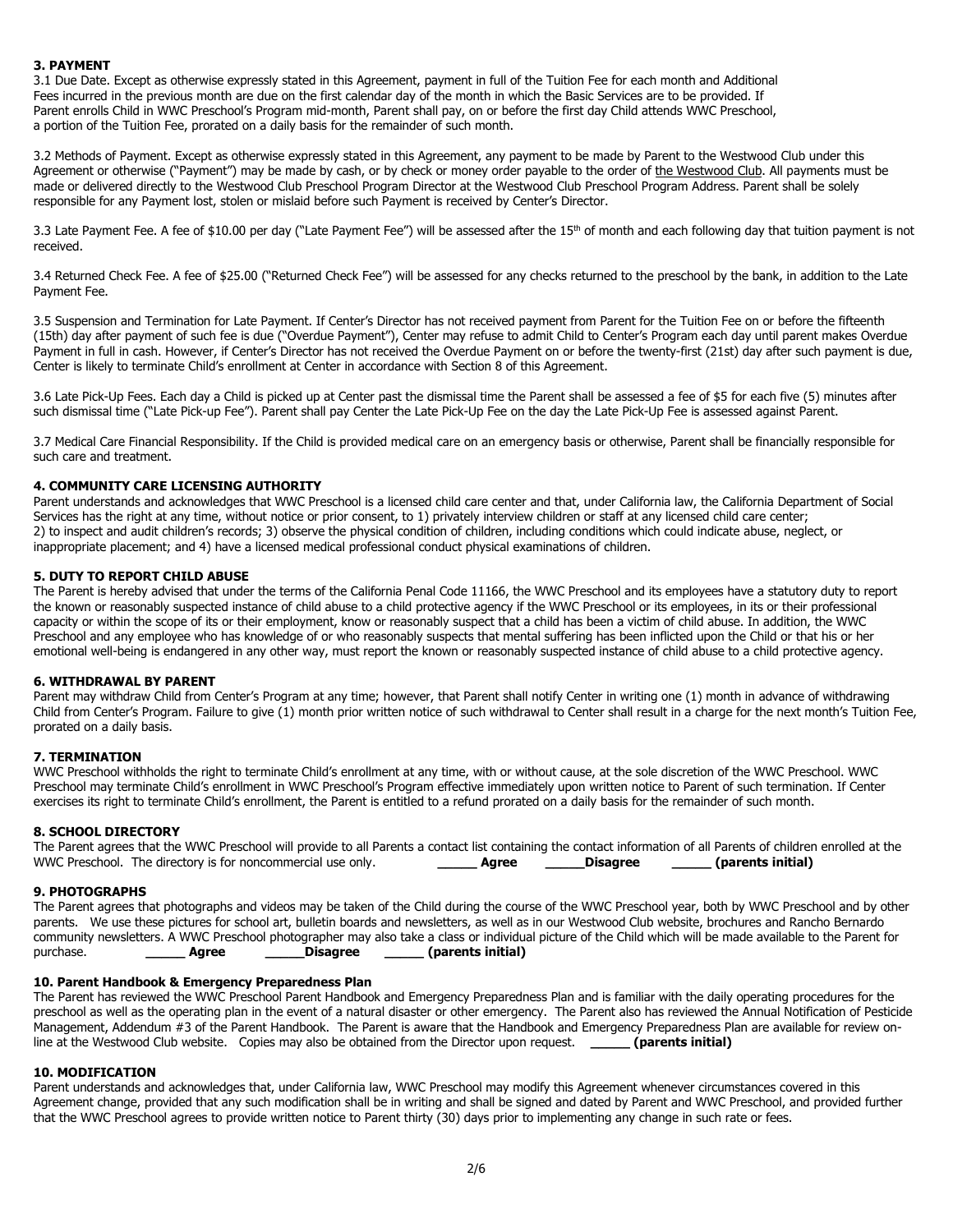### 3. PAYMENT

3.1 Due Date. Except as otherwise expressly stated in this Agreement, payment in full of the Tuition Fee for each month and Additional Fees incurred in the previous month are due on the first calendar day of the month in which the Basic Services are to be provided. If Parent enrolls Child in WWC Preschool's Program mid-month, Parent shall pay, on or before the first day Child attends WWC Preschool, a portion of the Tuition Fee, prorated on a daily basis for the remainder of such month.

3.2 Methods of Payment. Except as otherwise expressly stated in this Agreement, any payment to be made by Parent to the Westwood Club under this Agreement or otherwise ("Payment") may be made by cash, or by check or money order payable to the order of the Westwood Club. All payments must be made or delivered directly to the Westwood Club Preschool Program Director at the Westwood Club Preschool Program Address. Parent shall be solely responsible for any Payment lost, stolen or mislaid before such Payment is received by Center's Director.

3.3 Late Payment Fee. A fee of $10.00 per day ("Late Payment Fee") will be assessed after the 15th of month and each following day that tuition payment is not received.

3.4 Returned Check Fee. A fee of $25.00 ("Returned Check Fee") will be assessed for any checks returned to the preschool by the bank, in addition to the Late Payment Fee.

3.5 Suspension and Termination for Late Payment. If Center's Director has not received payment from Parent for the Tuition Fee on or before the fifteenth (15th) day after payment of such fee is due ("Overdue Payment"), Center may refuse to admit Child to Center's Program each day until parent makes Overdue Payment in full in cash. However, if Center's Director has not received the Overdue Payment on or before the twenty-first (21st) day after such payment is due, Center is likely to terminate Child's enrollment at Center in accordance with Section 8 of this Agreement.

3.6 Late Pick-Up Fees. Each day a Child is picked up at Center past the dismissal time the Parent shall be assessed a fee of $5 for each five (5) minutes after such dismissal time ("Late Pick-up Fee"). Parent shall pay Center the Late Pick-Up Fee on the day the Late Pick-Up Fee is assessed against Parent.

3.7 Medical Care Financial Responsibility. If the Child is provided medical care on an emergency basis or otherwise, Parent shall be financially responsible for such care and treatment.

### 4. COMMUNITY CARE LICENSING AUTHORITY

Parent understands and acknowledges that WWC Preschool is a licensed child care center and that, under California law, the California Department of Social Services has the right at any time, without notice or prior consent, to 1) privately interview children or staff at any licensed child care center; 2) to inspect and audit children's records; 3) observe the physical condition of children, including conditions which could indicate abuse, neglect, or inappropriate placement; and 4) have a licensed medical professional conduct physical examinations of children.

### 5. DUTY TO REPORT CHILD ABUSE

The Parent is hereby advised that under the terms of the California Penal Code 11166, the WWC Preschool and its employees have a statutory duty to report the known or reasonably suspected instance of child abuse to a child protective agency if the WWC Preschool or its employees, in its or their professional capacity or within the scope of its or their employment, know or reasonably suspect that a child has been a victim of child abuse. In addition, the WWC Preschool and any employee who has knowledge of or who reasonably suspects that mental suffering has been inflicted upon the Child or that his or her emotional well-being is endangered in any other way, must report the known or reasonably suspected instance of child abuse to a child protective agency.

### 6. WITHDRAWAL BY PARENT

Parent may withdraw Child from Center's Program at any time; however, that Parent shall notify Center in writing one (1) month in advance of withdrawing Child from Center's Program. Failure to give (1) month prior written notice of such withdrawal to Center shall result in a charge for the next month's Tuition Fee, prorated on a daily basis.

### 7. TERMINATION

WWC Preschool withholds the right to terminate Child's enrollment at any time, with or without cause, at the sole discretion of the WWC Preschool. WWC Preschool may terminate Child's enrollment in WWC Preschool's Program effective immediately upon written notice to Parent of such termination. If Center exercises its right to terminate Child's enrollment, the Parent is entitled to a refund prorated on a daily basis for the remainder of such month.

### 8. SCHOOL DIRECTORY

The Parent agrees that the WWC Preschool will provide to all Parents a contact list containing the contact information of all Parents of children enrolled at the WWC Preschool. The directory is for noncommercial use only. **_____ Agree _____Disagree _____ (parents initial)**

### 9. PHOTOGRAPHS

The Parent agrees that photographs and videos may be taken of the Child during the course of the WWC Preschool year, both by WWC Preschool and by other parents. We use these pictures for school art, bulletin boards and newsletters, as well as in our Westwood Club website, brochures and Rancho Bernardo community newsletters. A WWC Preschool photographer may also take a class or individual picture of the Child which will be made available to the Parent for purchase. **_____ Agree _____Disagree _____ (parents initial)**

### 10. Parent Handbook & Emergency Preparedness Plan

The Parent has reviewed the WWC Preschool Parent Handbook and Emergency Preparedness Plan and is familiar with the daily operating procedures for the preschool as well as the operating plan in the event of a natural disaster or other emergency. The Parent also has reviewed the Annual Notification of Pesticide Management, Addendum #3 of the Parent Handbook. The Parent is aware that the Handbook and Emergency Preparedness Plan are available for review on-line at the Westwood Club website. Copies may also be obtained from the Director upon request. **_____ (parents initial)**

### 10. MODIFICATION

Parent understands and acknowledges that, under California law, WWC Preschool may modify this Agreement whenever circumstances covered in this Agreement change, provided that any such modification shall be in writing and shall be signed and dated by Parent and WWC Preschool, and provided further that the WWC Preschool agrees to provide written notice to Parent thirty (30) days prior to implementing any change in such rate or fees.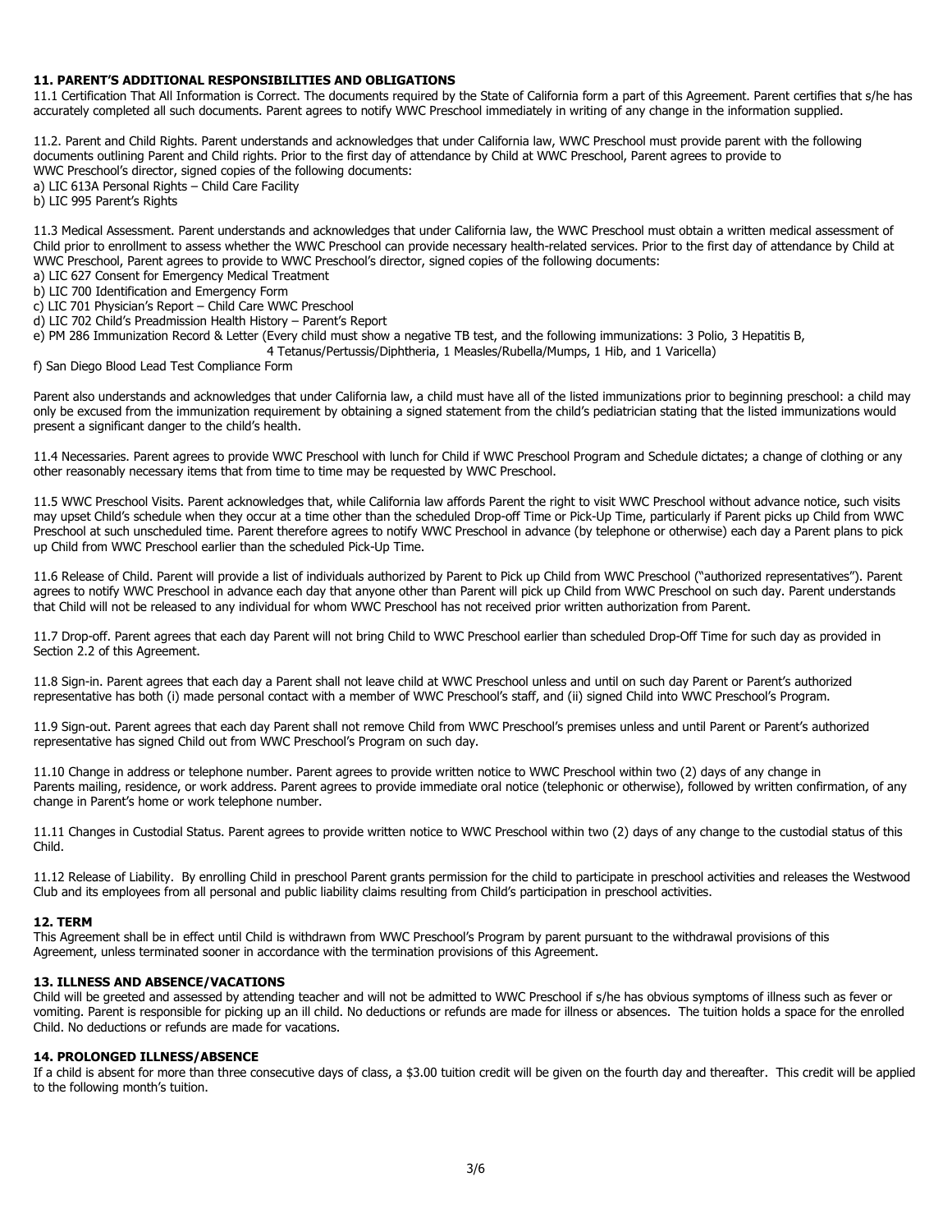## 11. PARENT'S ADDITIONAL RESPONSIBILITIES AND OBLIGATIONS

11.1 Certification That All Information is Correct. The documents required by the State of California form a part of this Agreement. Parent certifies that s/he has accurately completed all such documents. Parent agrees to notify WWC Preschool immediately in writing of any change in the information supplied.

11.2. Parent and Child Rights. Parent understands and acknowledges that under California law, WWC Preschool must provide parent with the following documents outlining Parent and Child rights. Prior to the first day of attendance by Child at WWC Preschool, Parent agrees to provide to WWC Preschool's director, signed copies of the following documents:

a) LIC 613A Personal Rights – Child Care Facility
b) LIC 995 Parent's Rights

11.3 Medical Assessment. Parent understands and acknowledges that under California law, the WWC Preschool must obtain a written medical assessment of Child prior to enrollment to assess whether the WWC Preschool can provide necessary health-related services. Prior to the first day of attendance by Child at WWC Preschool, Parent agrees to provide to WWC Preschool's director, signed copies of the following documents:

a) LIC 627 Consent for Emergency Medical Treatment
b) LIC 700 Identification and Emergency Form
c) LIC 701 Physician's Report – Child Care WWC Preschool
d) LIC 702 Child's Preadmission Health History – Parent's Report
e) PM 286 Immunization Record & Letter (Every child must show a negative TB test, and the following immunizations: 3 Polio, 3 Hepatitis B, 4 Tetanus/Pertussis/Diphtheria, 1 Measles/Rubella/Mumps, 1 Hib, and 1 Varicella)
f) San Diego Blood Lead Test Compliance Form

Parent also understands and acknowledges that under California law, a child must have all of the listed immunizations prior to beginning preschool: a child may only be excused from the immunization requirement by obtaining a signed statement from the child's pediatrician stating that the listed immunizations would present a significant danger to the child's health.

11.4 Necessaries. Parent agrees to provide WWC Preschool with lunch for Child if WWC Preschool Program and Schedule dictates; a change of clothing or any other reasonably necessary items that from time to time may be requested by WWC Preschool.

11.5 WWC Preschool Visits. Parent acknowledges that, while California law affords Parent the right to visit WWC Preschool without advance notice, such visits may upset Child's schedule when they occur at a time other than the scheduled Drop-off Time or Pick-Up Time, particularly if Parent picks up Child from WWC Preschool at such unscheduled time. Parent therefore agrees to notify WWC Preschool in advance (by telephone or otherwise) each day a Parent plans to pick up Child from WWC Preschool earlier than the scheduled Pick-Up Time.

11.6 Release of Child. Parent will provide a list of individuals authorized by Parent to Pick up Child from WWC Preschool ("authorized representatives"). Parent agrees to notify WWC Preschool in advance each day that anyone other than Parent will pick up Child from WWC Preschool on such day. Parent understands that Child will not be released to any individual for whom WWC Preschool has not received prior written authorization from Parent.

11.7 Drop-off. Parent agrees that each day Parent will not bring Child to WWC Preschool earlier than scheduled Drop-Off Time for such day as provided in Section 2.2 of this Agreement.

11.8 Sign-in. Parent agrees that each day a Parent shall not leave child at WWC Preschool unless and until on such day Parent or Parent's authorized representative has both (i) made personal contact with a member of WWC Preschool's staff, and (ii) signed Child into WWC Preschool's Program.

11.9 Sign-out. Parent agrees that each day Parent shall not remove Child from WWC Preschool's premises unless and until Parent or Parent's authorized representative has signed Child out from WWC Preschool's Program on such day.

11.10 Change in address or telephone number. Parent agrees to provide written notice to WWC Preschool within two (2) days of any change in Parents mailing, residence, or work address. Parent agrees to provide immediate oral notice (telephonic or otherwise), followed by written confirmation, of any change in Parent's home or work telephone number.

11.11 Changes in Custodial Status. Parent agrees to provide written notice to WWC Preschool within two (2) days of any change to the custodial status of this Child.

11.12 Release of Liability. By enrolling Child in preschool Parent grants permission for the child to participate in preschool activities and releases the Westwood Club and its employees from all personal and public liability claims resulting from Child's participation in preschool activities.

## 12. TERM

This Agreement shall be in effect until Child is withdrawn from WWC Preschool's Program by parent pursuant to the withdrawal provisions of this Agreement, unless terminated sooner in accordance with the termination provisions of this Agreement.

## 13. ILLNESS AND ABSENCE/VACATIONS

Child will be greeted and assessed by attending teacher and will not be admitted to WWC Preschool if s/he has obvious symptoms of illness such as fever or vomiting. Parent is responsible for picking up an ill child. No deductions or refunds are made for illness or absences. The tuition holds a space for the enrolled Child. No deductions or refunds are made for vacations.

## 14. PROLONGED ILLNESS/ABSENCE

If a child is absent for more than three consecutive days of class, a $3.00 tuition credit will be given on the fourth day and thereafter. This credit will be applied to the following month's tuition.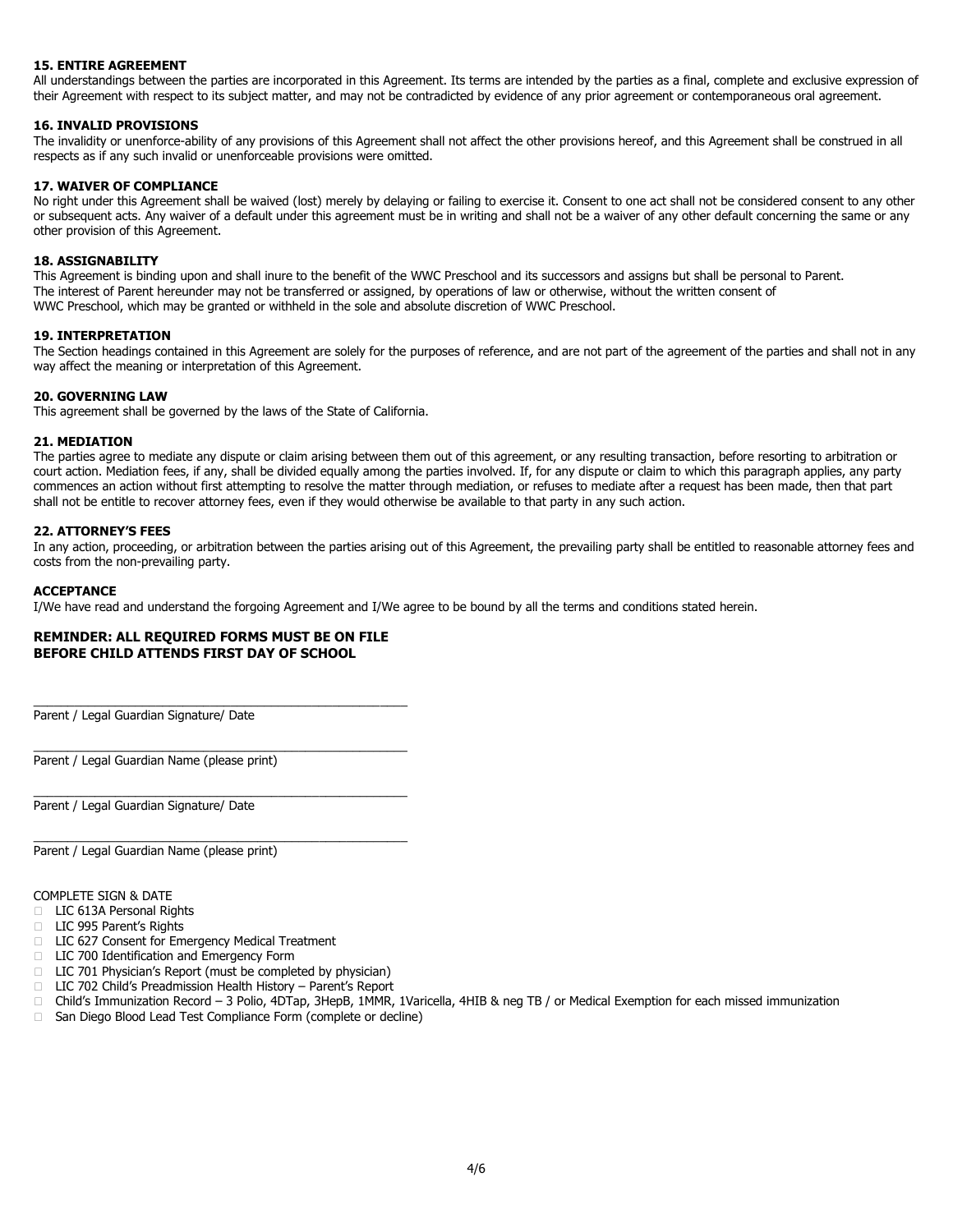**15. ENTIRE AGREEMENT**
All understandings between the parties are incorporated in this Agreement. Its terms are intended by the parties as a final, complete and exclusive expression of their Agreement with respect to its subject matter, and may not be contradicted by evidence of any prior agreement or contemporaneous oral agreement.

**16. INVALID PROVISIONS**
The invalidity or unenforce-ability of any provisions of this Agreement shall not affect the other provisions hereof, and this Agreement shall be construed in all respects as if any such invalid or unenforceable provisions were omitted.

**17. WAIVER OF COMPLIANCE**
No right under this Agreement shall be waived (lost) merely by delaying or failing to exercise it. Consent to one act shall not be considered consent to any other or subsequent acts. Any waiver of a default under this agreement must be in writing and shall not be a waiver of any other default concerning the same or any other provision of this Agreement.

**18. ASSIGNABILITY**
This Agreement is binding upon and shall inure to the benefit of the WWC Preschool and its successors and assigns but shall be personal to Parent. The interest of Parent hereunder may not be transferred or assigned, by operations of law or otherwise, without the written consent of WWC Preschool, which may be granted or withheld in the sole and absolute discretion of WWC Preschool.

**19. INTERPRETATION**
The Section headings contained in this Agreement are solely for the purposes of reference, and are not part of the agreement of the parties and shall not in any way affect the meaning or interpretation of this Agreement.

**20. GOVERNING LAW**
This agreement shall be governed by the laws of the State of California.

**21. MEDIATION**
The parties agree to mediate any dispute or claim arising between them out of this agreement, or any resulting transaction, before resorting to arbitration or court action. Mediation fees, if any, shall be divided equally among the parties involved. If, for any dispute or claim to which this paragraph applies, any party commences an action without first attempting to resolve the matter through mediation, or refuses to mediate after a request has been made, then that part shall not be entitle to recover attorney fees, even if they would otherwise be available to that party in any such action.

**22. ATTORNEY'S FEES**
In any action, proceeding, or arbitration between the parties arising out of this Agreement, the prevailing party shall be entitled to reasonable attorney fees and costs from the non-prevailing party.

**ACCEPTANCE**
I/We have read and understand the forgoing Agreement and I/We agree to be bound by all the terms and conditions stated herein.

**REMINDER: ALL REQUIRED FORMS MUST BE ON FILE**
**BEFORE CHILD ATTENDS FIRST DAY OF SCHOOL**

\_\_\_\_\_\_\_\_\_\_\_\_\_\_\_\_\_\_\_\_\_\_\_\_\_\_\_\_\_\_\_\_\_\_\_\_\_\_\_\_\_\_\_\_
Parent / Legal Guardian Signature/ Date

\_\_\_\_\_\_\_\_\_\_\_\_\_\_\_\_\_\_\_\_\_\_\_\_\_\_\_\_\_\_\_\_\_\_\_\_\_\_\_\_\_\_\_\_
Parent / Legal Guardian Name (please print)

\_\_\_\_\_\_\_\_\_\_\_\_\_\_\_\_\_\_\_\_\_\_\_\_\_\_\_\_\_\_\_\_\_\_\_\_\_\_\_\_\_\_\_\_
Parent / Legal Guardian Signature/ Date

\_\_\_\_\_\_\_\_\_\_\_\_\_\_\_\_\_\_\_\_\_\_\_\_\_\_\_\_\_\_\_\_\_\_\_\_\_\_\_\_\_\_\_\_
Parent / Legal Guardian Name (please print)

COMPLETE SIGN & DATE

- ☐ LIC 613A Personal Rights
- ☐ LIC 995 Parent's Rights
- ☐ LIC 627 Consent for Emergency Medical Treatment
- ☐ LIC 700 Identification and Emergency Form
- ☐ LIC 701 Physician's Report (must be completed by physician)
- ☐ LIC 702 Child's Preadmission Health History – Parent's Report
- ☐ Child's Immunization Record – 3 Polio, 4DTap, 3HepB, 1MMR, 1Varicella, 4HIB & neg TB / or Medical Exemption for each missed immunization
- ☐ San Diego Blood Lead Test Compliance Form (complete or decline)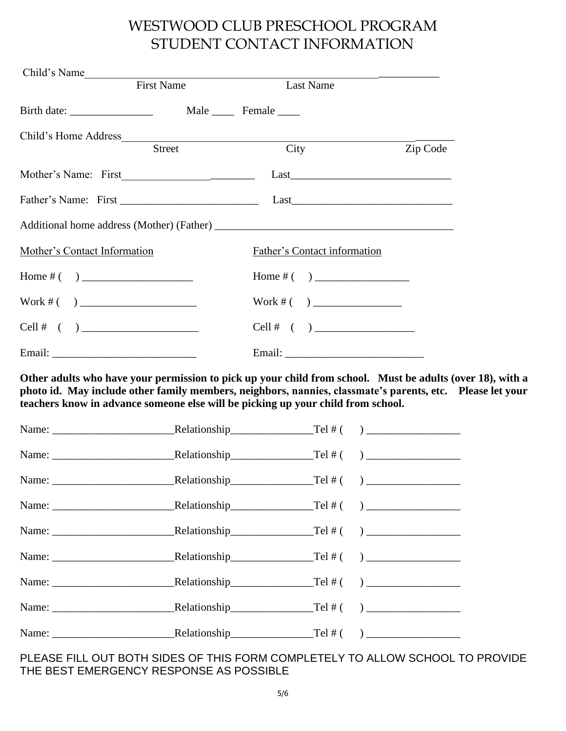# WESTWOOD CLUB PRESCHOOL PROGRAM
# STUDENT CONTACT INFORMATION

Child's Name\_\_\_\_\_\_\_\_\_\_\_\_\_\_\_\_\_\_\_\_\_\_\_\_\_\_\_\_\_\_\_\_\_\_\_\_\_\_\_\_\_\_\_\_\_\_\_\_\_\_\_\_\_\_\_\_\_\_\_\_
First Name Last Name

Birth date: \_\_\_\_\_\_\_\_\_\_\_\_\_\_\_ Male \_\_\_\_ Female \_\_\_\_

Child's Home Address\_\_\_\_\_\_\_\_\_\_\_\_\_\_\_\_\_\_\_\_\_\_\_\_\_\_\_\_\_\_\_\_\_\_\_\_\_\_\_\_\_\_\_\_\_\_\_\_\_\_\_\_\_\_\_\_\_\_\_\_
Street City Zip Code

Mother's Name: First\_\_\_\_\_\_\_\_\_\_\_\_\_\_\_\_\_\_\_\_\_\_\_\_ Last\_\_\_\_\_\_\_\_\_\_\_\_\_\_\_\_\_\_\_\_\_\_\_\_\_\_\_\_\_\_

Father's Name: First \_\_\_\_\_\_\_\_\_\_\_\_\_\_\_\_\_\_\_\_\_\_\_\_\_ Last\_\_\_\_\_\_\_\_\_\_\_\_\_\_\_\_\_\_\_\_\_\_\_\_\_\_\_\_\_\_

Additional home address (Mother) (Father) \_\_\_\_\_\_\_\_\_\_\_\_\_\_\_\_\_\_\_\_\_\_\_\_\_\_\_\_\_\_\_\_\_\_\_\_\_\_\_\_\_\_\_

| Mother's Contact Information | Father's Contact information |
|---|---|
| Home # (    ) \_\_\_\_\_\_\_\_\_\_\_\_\_\_\_\_\_\_\_\_ | Home # (    ) \_\_\_\_\_\_\_\_\_\_\_\_\_\_\_\_\_ |
| Work # (    ) \_\_\_\_\_\_\_\_\_\_\_\_\_\_\_\_\_\_\_\_\_ | Work # (    ) \_\_\_\_\_\_\_\_\_\_\_\_\_\_\_\_ |
| Cell # (    ) \_\_\_\_\_\_\_\_\_\_\_\_\_\_\_\_\_\_\_\_\_ | Cell # (    ) \_\_\_\_\_\_\_\_\_\_\_\_\_\_\_\_\_\_ |
| Email: \_\_\_\_\_\_\_\_\_\_\_\_\_\_\_\_\_\_\_\_\_\_\_\_\_\_\_ | Email: \_\_\_\_\_\_\_\_\_\_\_\_\_\_\_\_\_\_\_\_\_\_\_\_\_ |

**Other adults who have your permission to pick up your child from school. Must be adults (over 18), with a photo id. May include other family members, neighbors, nannies, classmate's parents, etc. Please let your teachers know in advance someone else will be picking up your child from school.**

Name: \_\_\_\_\_\_\_\_\_\_\_\_\_\_\_\_\_\_\_\_\_\_Relationship\_\_\_\_\_\_\_\_\_\_\_\_\_\_\_Tel # (    ) \_\_\_\_\_\_\_\_\_\_\_\_\_\_\_\_\_

Name: \_\_\_\_\_\_\_\_\_\_\_\_\_\_\_\_\_\_\_\_\_\_Relationship\_\_\_\_\_\_\_\_\_\_\_\_\_\_\_Tel # (    ) \_\_\_\_\_\_\_\_\_\_\_\_\_\_\_\_\_

Name: \_\_\_\_\_\_\_\_\_\_\_\_\_\_\_\_\_\_\_\_\_\_Relationship\_\_\_\_\_\_\_\_\_\_\_\_\_\_\_Tel # (    ) \_\_\_\_\_\_\_\_\_\_\_\_\_\_\_\_\_

Name: \_\_\_\_\_\_\_\_\_\_\_\_\_\_\_\_\_\_\_\_\_\_Relationship\_\_\_\_\_\_\_\_\_\_\_\_\_\_\_Tel # (    ) \_\_\_\_\_\_\_\_\_\_\_\_\_\_\_\_\_

Name: \_\_\_\_\_\_\_\_\_\_\_\_\_\_\_\_\_\_\_\_\_\_Relationship\_\_\_\_\_\_\_\_\_\_\_\_\_\_\_Tel # (    ) \_\_\_\_\_\_\_\_\_\_\_\_\_\_\_\_\_

Name: \_\_\_\_\_\_\_\_\_\_\_\_\_\_\_\_\_\_\_\_\_\_Relationship\_\_\_\_\_\_\_\_\_\_\_\_\_\_\_Tel # (    ) \_\_\_\_\_\_\_\_\_\_\_\_\_\_\_\_\_

Name: \_\_\_\_\_\_\_\_\_\_\_\_\_\_\_\_\_\_\_\_\_\_Relationship\_\_\_\_\_\_\_\_\_\_\_\_\_\_\_Tel # (    ) \_\_\_\_\_\_\_\_\_\_\_\_\_\_\_\_\_

Name: \_\_\_\_\_\_\_\_\_\_\_\_\_\_\_\_\_\_\_\_\_\_Relationship\_\_\_\_\_\_\_\_\_\_\_\_\_\_\_Tel # (    ) \_\_\_\_\_\_\_\_\_\_\_\_\_\_\_\_\_

Name: \_\_\_\_\_\_\_\_\_\_\_\_\_\_\_\_\_\_\_\_\_\_Relationship\_\_\_\_\_\_\_\_\_\_\_\_\_\_\_Tel # (    ) \_\_\_\_\_\_\_\_\_\_\_\_\_\_\_\_\_

PLEASE FILL OUT BOTH SIDES OF THIS FORM COMPLETELY TO ALLOW SCHOOL TO PROVIDE THE BEST EMERGENCY RESPONSE AS POSSIBLE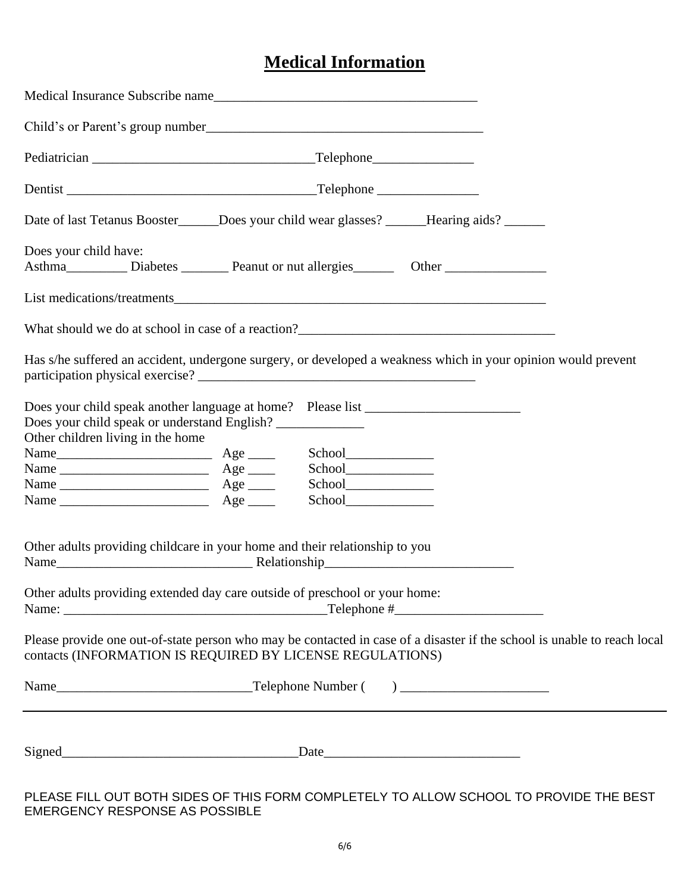# Medical Information

Medical Insurance Subscribe name_______________________________________

Child's or Parent's group number_________________________________________

Pediatrician ________________________________Telephone_______________

Dentist _____________________________________Telephone _______________

Date of last Tetanus Booster______Does your child wear glasses? ______Hearing aids? ______

Does your child have:
Asthma_________ Diabetes _______ Peanut or nut allergies______ Other _______________

List medications/treatments________________________________________________________

What should we do at school in case of a reaction?______________________________________

Has s/he suffered an accident, undergone surgery, or developed a weakness which in your opinion would prevent participation physical exercise? _________________________________________

Does your child speak another language at home? Please list _______________________
Does your child speak or understand English? _____________
Other children living in the home
Name_______________________ Age ____ School_____________
Name ______________________ Age ____ School_____________
Name ______________________ Age ____ School_____________
Name ______________________ Age ____ School_____________

Other adults providing childcare in your home and their relationship to you
Name_____________________________ Relationship____________________________

Other adults providing extended day care outside of preschool or your home:
Name: _______________________________________Telephone #______________________

Please provide one out-of-state person who may be contacted in case of a disaster if the school is unable to reach local contacts (INFORMATION IS REQUIRED BY LICENSE REGULATIONS)

Name____________________________Telephone Number (     ) ______________________

---

Signed___________________________________Date_____________________________

PLEASE FILL OUT BOTH SIDES OF THIS FORM COMPLETELY TO ALLOW SCHOOL TO PROVIDE THE BEST EMERGENCY RESPONSE AS POSSIBLE